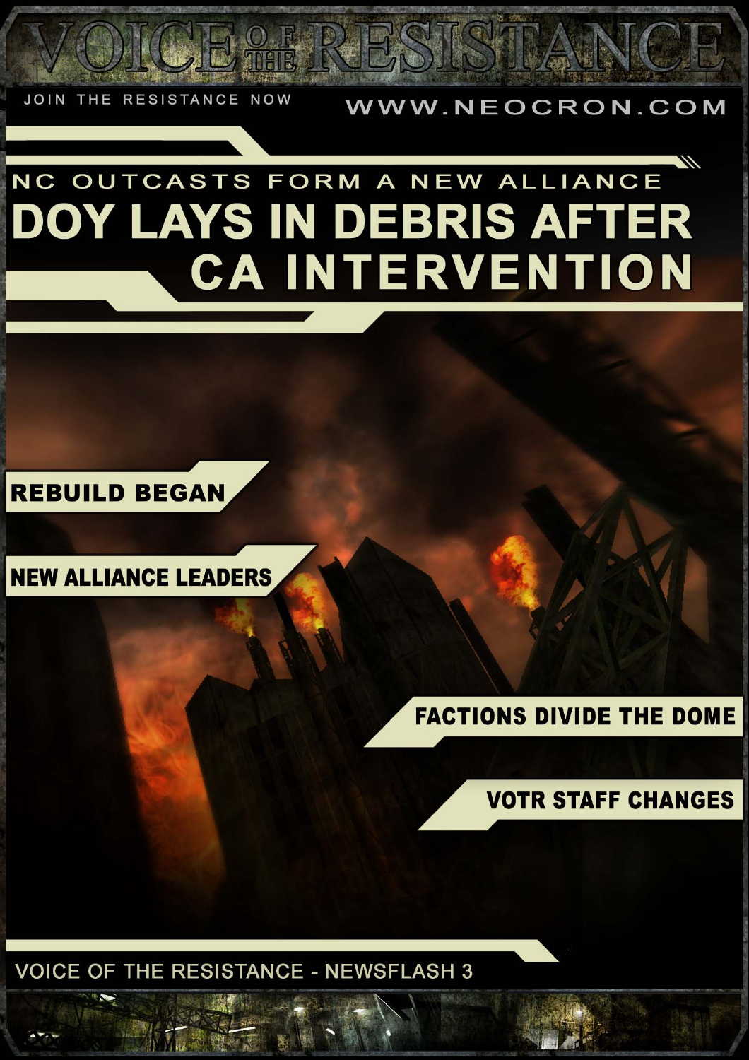# VOICE OF THE RESISTANCE

JOIN THE RESISTANCE NOW

WWW.NEOCRON.COM

## NC OUTCASTS FORM A NEW ALLIANCE

# DOY LAYS IN DEBRIS AFTER CA INTERVENTION

**REBUILD BEGAN**

**NEW ALLIANCE LEADERS**

**FACTIONS DIVIDE THE DOME**

**VOTR STAFF CHANGES**

VOICE OF THE RESISTANCE - NEWSFLASH 3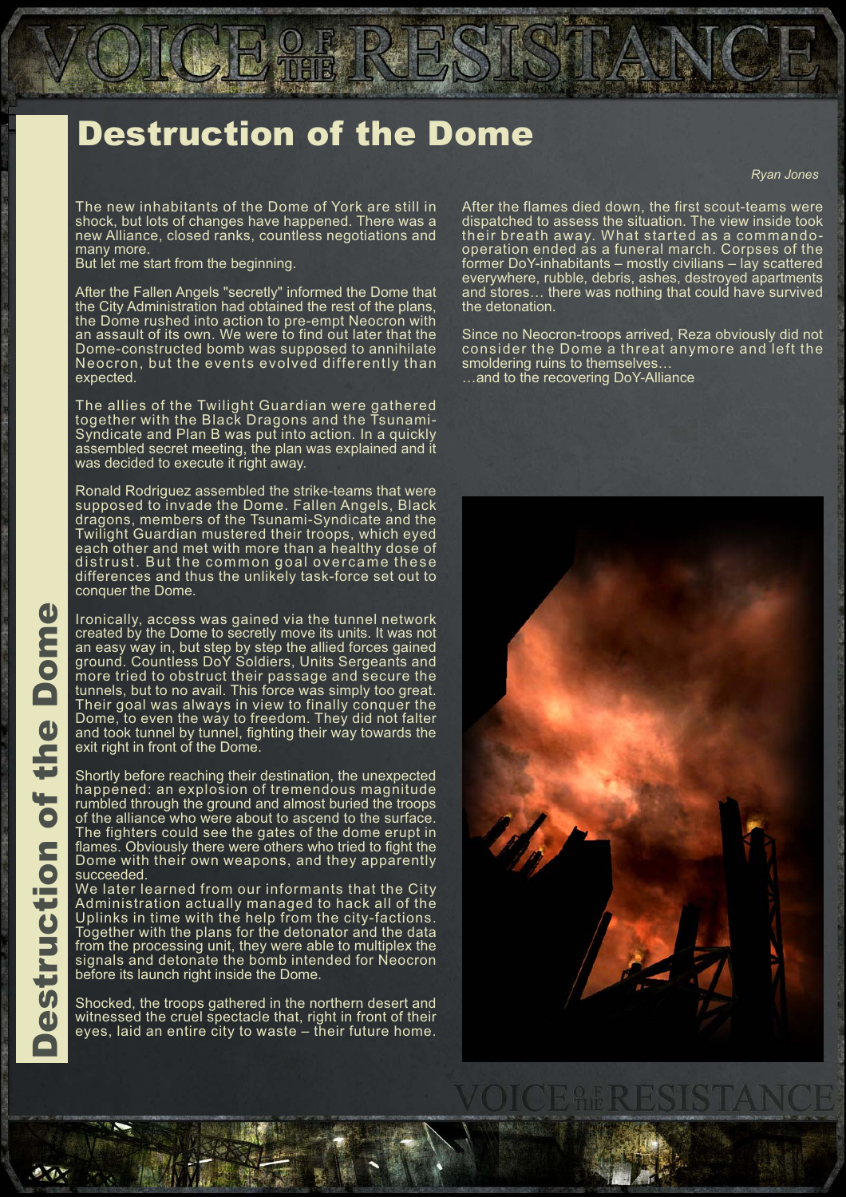# Destruction of the Dome

*Ryan Jones*

The new inhabitants of the Dome of York are still in shock, but lots of changes have happened. There was a new Alliance, closed ranks, countless negotiations and many more.
But let me start from the beginning.

After the Fallen Angels "secretly" informed the Dome that the City Administration had obtained the rest of the plans, the Dome rushed into action to pre-empt Neocron with an assault of its own. We were to find out later that the Dome-constructed bomb was supposed to annihilate Neocron, but the events evolved differently than expected.

The allies of the Twilight Guardian were gathered together with the Black Dragons and the Tsunami-Syndicate and Plan B was put into action. In a quickly assembled secret meeting, the plan was explained and it was decided to execute it right away.

Ronald Rodriguez assembled the strike-teams that were supposed to invade the Dome. Fallen Angels, Black dragons, members of the Tsunami-Syndicate and the Twilight Guardian mustered their troops, which eyed each other and met with more than a healthy dose of distrust. But the common goal overcame these differences and thus the unlikely task-force set out to conquer the Dome.

Ironically, access was gained via the tunnel network created by the Dome to secretly move its units. It was not an easy way in, but step by step the allied forces gained ground. Countless DoY Soldiers, Units Sergeants and more tried to obstruct their passage and secure the tunnels, but to no avail. This force was simply too great. Their goal was always in view to finally conquer the Dome, to even the way to freedom. They did not falter and took tunnel by tunnel, fighting their way towards the exit right in front of the Dome.

Shortly before reaching their destination, the unexpected happened: an explosion of tremendous magnitude rumbled through the ground and almost buried the troops of the alliance who were about to ascend to the surface. The fighters could see the gates of the dome erupt in flames. Obviously there were others who tried to fight the Dome with their own weapons, and they apparently succeeded.
We later learned from our informants that the City Administration actually managed to hack all of the Uplinks in time with the help from the city-factions. Together with the plans for the detonator and the data from the processing unit, they were able to multiplex the signals and detonate the bomb intended for Neocron before its launch right inside the Dome.

Shocked, the troops gathered in the northern desert and witnessed the cruel spectacle that, right in front of their eyes, laid an entire city to waste – their future home.

After the flames died down, the first scout-teams were dispatched to assess the situation. The view inside took their breath away. What started as a commando-operation ended as a funeral march. Corpses of the former DoY-inhabitants – mostly civilians – lay scattered everywhere, rubble, debris, ashes, destroyed apartments and stores… there was nothing that could have survived the detonation.

Since no Neocron-troops arrived, Reza obviously did not consider the Dome a threat anymore and left the smoldering ruins to themselves…
…and to the recovering DoY-Alliance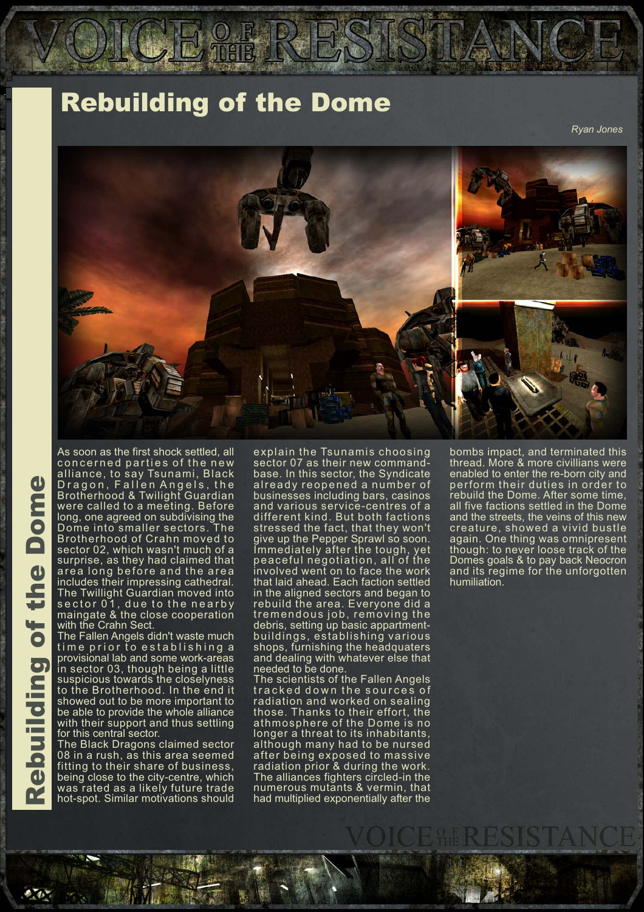# Rebuilding of the Dome

*Ryan Jones*

As soon as the first shock settled, all concerned parties of the new alliance, to say Tsunami, Black Dragon, Fallen Angels, the Brotherhood & Twilight Guardian were called to a meeting. Before long, one agreed on subdivising the Dome into smaller sectors. The Brotherhood of Crahn moved to sector 02, which wasn't much of a surprise, as they had claimed that area long before and the area includes their impressing cathedral. The Twillight Guardian moved into sector 01, due to the nearby maingate & the close cooperation with the Crahn Sect.

The Fallen Angels didn't waste much time prior to establishing a provisional lab and some work-areas in sector 03, though being a little suspicious towards the closelyness to the Brotherhood. In the end it showed out to be more important to be able to provide the whole alliance with their support and thus settling for this central sector.

The Black Dragons claimed sector 08 in a rush, as this area seemed fitting to their share of business, being close to the city-centre, which was rated as a likely future trade hot-spot. Similar motivations should explain the Tsunamis choosing sector 07 as their new command-base. In this sector, the Syndicate already reopened a number of businesses including bars, casinos and various service-centres of a different kind. But both factions stressed the fact, that they won't give up the Pepper Sprawl so soon. Immediately after the tough, yet peaceful negotiation, all of the involved went on to face the work that laid ahead. Each faction settled in the aligned sectors and began to rebuild the area. Everyone did a tremendous job, removing the debris, setting up basic appartment-buildings, establishing various shops, furnishing the headquaters and dealing with whatever else that needed to be done.

The scientists of the Fallen Angels tracked down the sources of radiation and worked on sealing those. Thanks to their effort, the athmosphere of the Dome is no longer a threat to its inhabitants, although many had to be nursed after being exposed to massive radiation prior & during the work. The alliances fighters circled-in the numerous mutants & vermin, that had multiplied exponentially after the bombs impact, and terminated this thread. More & more civillians were enabled to enter the re-born city and perform their duties in order to rebuild the Dome. After some time, all five factions settled in the Dome and the streets, the veins of this new creature, showed a vivid bustle again. One thing was omnipresent though: to never loose track of the Domes goals & to pay back Neocron and its regime for the unforgotten humiliation.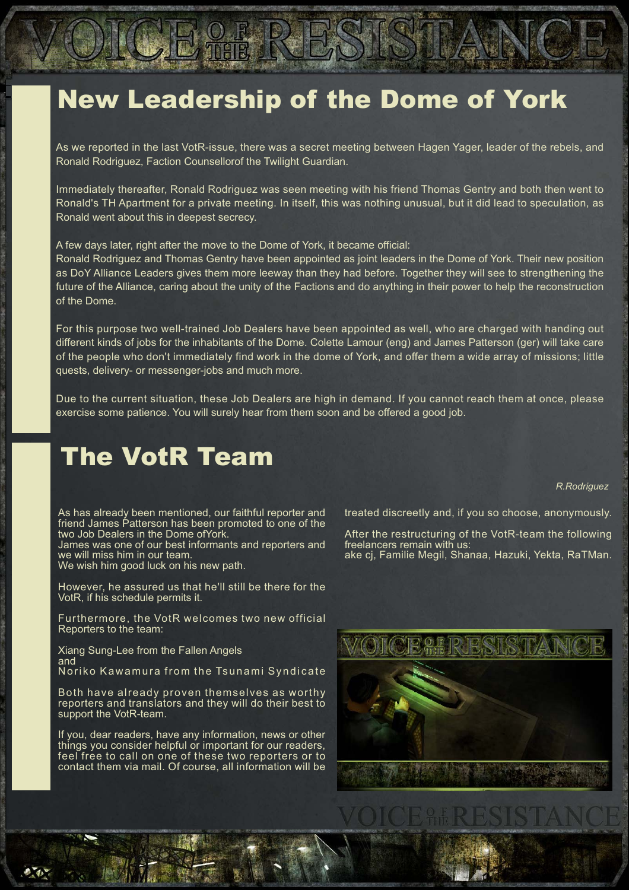## New Leadership of the Dome of York

As we reported in the last VotR-issue, there was a secret meeting between Hagen Yager, leader of the rebels, and Ronald Rodriguez, Faction Counsellorof the Twilight Guardian.

Immediately thereafter, Ronald Rodriguez was seen meeting with his friend Thomas Gentry and both then went to Ronald's TH Apartment for a private meeting. In itself, this was nothing unusual, but it did lead to speculation, as Ronald went about this in deepest secrecy.

A few days later, right after the move to the Dome of York, it became official:
Ronald Rodriguez and Thomas Gentry have been appointed as joint leaders in the Dome of York. Their new position as DoY Alliance Leaders gives them more leeway than they had before. Together they will see to strengthening the future of the Alliance, caring about the unity of the Factions and do anything in their power to help the reconstruction of the Dome.

For this purpose two well-trained Job Dealers have been appointed as well, who are charged with handing out different kinds of jobs for the inhabitants of the Dome. Colette Lamour (eng) and James Patterson (ger) will take care of the people who don't immediately find work in the dome of York, and offer them a wide array of missions; little quests, delivery- or messenger-jobs and much more.

Due to the current situation, these Job Dealers are high in demand. If you cannot reach them at once, please exercise some patience. You will surely hear from them soon and be offered a good job.

## The VotR Team

*R.Rodriguez*

As has already been mentioned, our faithful reporter and friend James Patterson has been promoted to one of the two Job Dealers in the Dome ofYork.
James was one of our best informants and reporters and we will miss him in our team.
We wish him good luck on his new path.

However, he assured us that he'll still be there for the VotR, if his schedule permits it.

Furthermore, the VotR welcomes two new official Reporters to the team:

Xiang Sung-Lee from the Fallen Angels
and
Noriko Kawamura from the Tsunami Syndicate

Both have already proven themselves as worthy reporters and translators and they will do their best to support the VotR-team.

If you, dear readers, have any information, news or other things you consider helpful or important for our readers, feel free to call on one of these two reporters or to contact them via mail. Of course, all information will be treated discreetly and, if you so choose, anonymously.

After the restructuring of the VotR-team the following freelancers remain with us:
ake cj, Familie Megil, Shanaa, Hazuki, Yekta, RaTMan.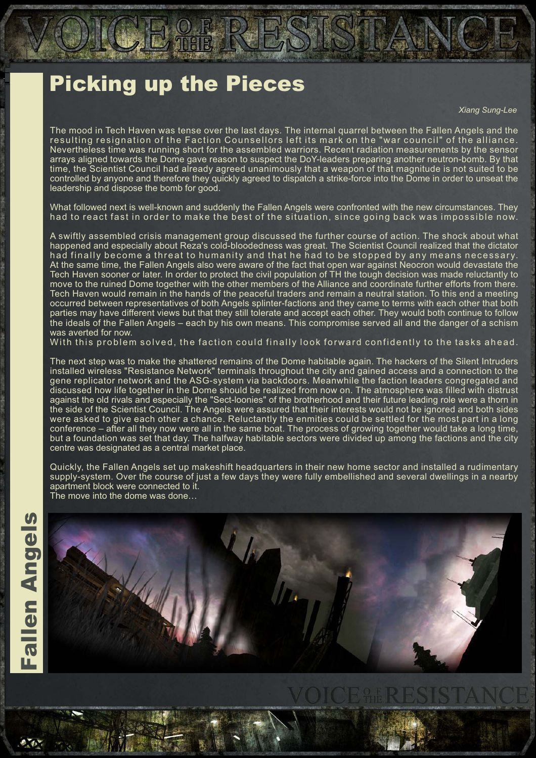# Picking up the Pieces

*Xiang Sung-Lee*

The mood in Tech Haven was tense over the last days. The internal quarrel between the Fallen Angels and the resulting resignation of the Faction Counsellors left its mark on the "war council" of the alliance. Nevertheless time was running short for the assembled warriors. Recent radiation measurements by the sensor arrays aligned towards the Dome gave reason to suspect the DoY-leaders preparing another neutron-bomb. By that time, the Scientist Council had already agreed unanimously that a weapon of that magnitude is not suited to be controlled by anyone and therefore they quickly agreed to dispatch a strike-force into the Dome in order to unseat the leadership and dispose the bomb for good.

What followed next is well-known and suddenly the Fallen Angels were confronted with the new circumstances. They had to react fast in order to make the best of the situation, since going back was impossible now.

A swiftly assembled crisis management group discussed the further course of action. The shock about what happened and especially about Reza's cold-bloodedness was great. The Scientist Council realized that the dictator had finally become a threat to humanity and that he had to be stopped by any means necessary. At the same time, the Fallen Angels also were aware of the fact that open war against Neocron would devastate the Tech Haven sooner or later. In order to protect the civil population of TH the tough decision was made reluctantly to move to the ruined Dome together with the other members of the Alliance and coordinate further efforts from there. Tech Haven would remain in the hands of the peaceful traders and remain a neutral station. To this end a meeting occurred between representatives of both Angels splinter-factions and they came to terms with each other that both parties may have different views but that they still tolerate and accept each other. They would both continue to follow the ideals of the Fallen Angels – each by his own means. This compromise served all and the danger of a schism was averted for now.
With this problem solved, the faction could finally look forward confidently to the tasks ahead.

The next step was to make the shattered remains of the Dome habitable again. The hackers of the Silent Intruders installed wireless "Resistance Network" terminals throughout the city and gained access and a connection to the gene replicator network and the ASG-system via backdoors. Meanwhile the faction leaders congregated and discussed how life together in the Dome should be realized from now on. The atmosphere was filled with distrust against the old rivals and especially the "Sect-loonies" of the brotherhood and their future leading role were a thorn in the side of the Scientist Council. The Angels were assured that their interests would not be ignored and both sides were asked to give each other a chance. Reluctantly the enmities could be settled for the most part in a long conference – after all they now were all in the same boat. The process of growing together would take a long time, but a foundation was set that day. The halfway habitable sectors were divided up among the factions and the city centre was designated as a central market place.

Quickly, the Fallen Angels set up makeshift headquarters in their new home sector and installed a rudimentary supply-system. Over the course of just a few days they were fully embellished and several dwellings in a nearby apartment block were connected to it.
The move into the dome was done…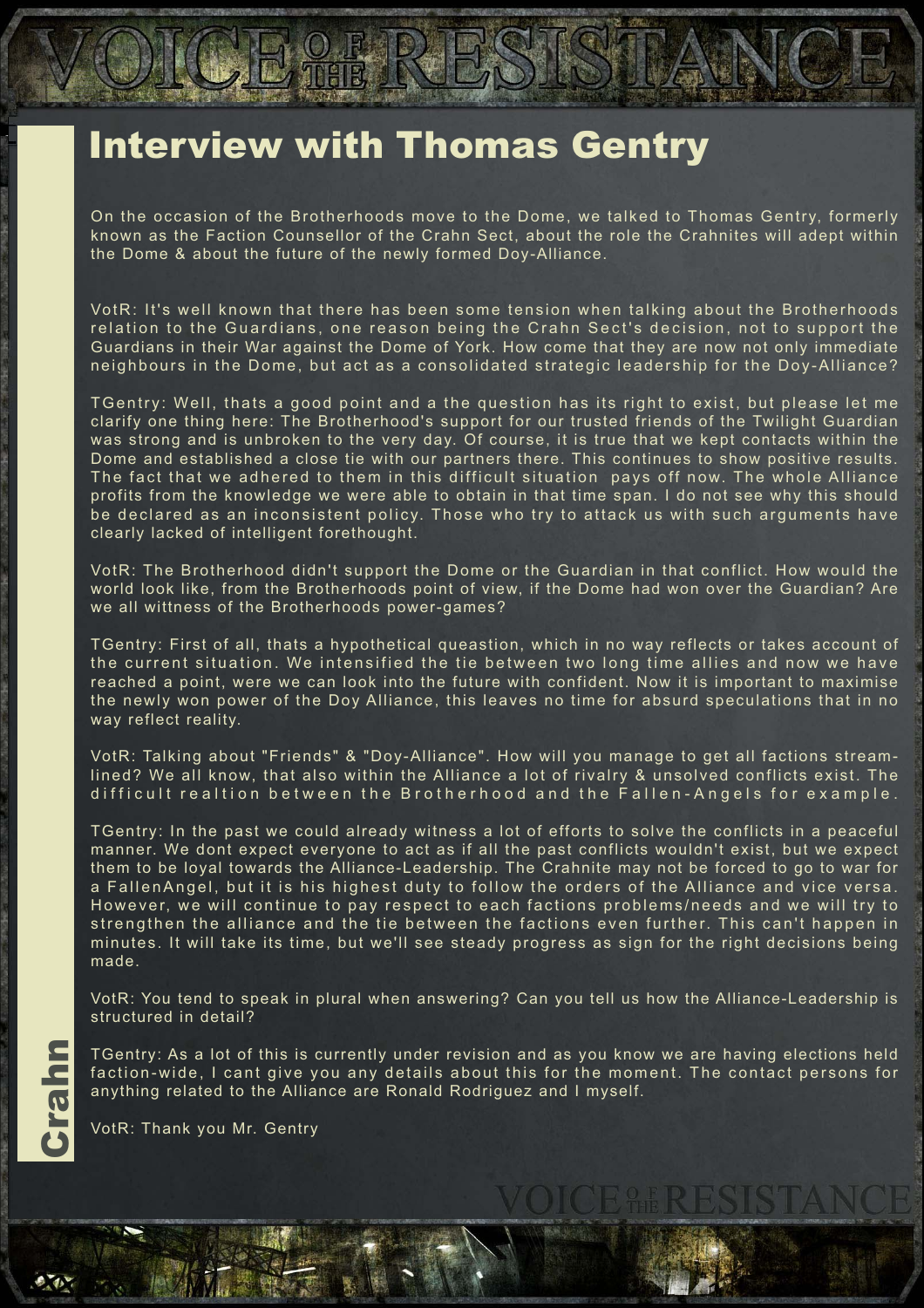## Interview with Thomas Gentry

On the occasion of the Brotherhoods move to the Dome, we talked to Thomas Gentry, formerly known as the Faction Counsellor of the Crahn Sect, about the role the Crahnites will adept within the Dome & about the future of the newly formed Doy-Alliance.

VotR: It's well known that there has been some tension when talking about the Brotherhoods relation to the Guardians, one reason being the Crahn Sect's decision, not to support the Guardians in their War against the Dome of York. How come that they are now not only immediate neighbours in the Dome, but act as a consolidated strategic leadership for the Doy-Alliance?

TGentry: Well, thats a good point and a the question has its right to exist, but please let me clarify one thing here: The Brotherhood's support for our trusted friends of the Twilight Guardian was strong and is unbroken to the very day. Of course, it is true that we kept contacts within the Dome and established a close tie with our partners there. This continues to show positive results. The fact that we adhered to them in this difficult situation pays off now. The whole Alliance profits from the knowledge we were able to obtain in that time span. I do not see why this should be declared as an inconsistent policy. Those who try to attack us with such arguments have clearly lacked of intelligent forethought.

VotR: The Brotherhood didn't support the Dome or the Guardian in that conflict. How would the world look like, from the Brotherhoods point of view, if the Dome had won over the Guardian? Are we all wittness of the Brotherhoods power-games?

TGentry: First of all, thats a hypothetical queastion, which in no way reflects or takes account of the current situation. We intensified the tie between two long time allies and now we have reached a point, were we can look into the future with confident. Now it is important to maximise the newly won power of the Doy Alliance, this leaves no time for absurd speculations that in no way reflect reality.

VotR: Talking about "Friends" & "Doy-Alliance". How will you manage to get all factions stream-lined? We all know, that also within the Alliance a lot of rivalry & unsolved conflicts exist. The difficult realtion between the Brotherhood and the Fallen-Angels for example.

TGentry: In the past we could already witness a lot of efforts to solve the conflicts in a peaceful manner. We dont expect everyone to act as if all the past conflicts wouldn't exist, but we expect them to be loyal towards the Alliance-Leadership. The Crahnite may not be forced to go to war for a FallenAngel, but it is his highest duty to follow the orders of the Alliance and vice versa. However, we will continue to pay respect to each factions problems/needs and we will try to strengthen the alliance and the tie between the factions even further. This can't happen in minutes. It will take its time, but we'll see steady progress as sign for the right decisions being made.

VotR: You tend to speak in plural when answering? Can you tell us how the Alliance-Leadership is structured in detail?

TGentry: As a lot of this is currently under revision and as you know we are having elections held faction-wide, I cant give you any details about this for the moment. The contact persons for anything related to the Alliance are Ronald Rodriguez and I myself.

VotR: Thank you Mr. Gentry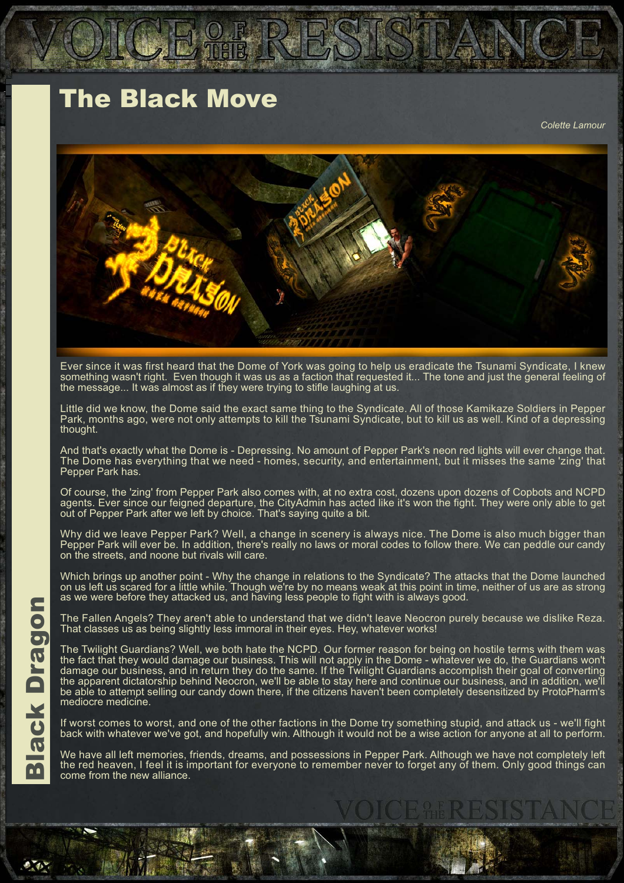# The Black Move

*Colette Lamour*

Ever since it was first heard that the Dome of York was going to help us eradicate the Tsunami Syndicate, I knew something wasn't right. Even though it was us as a faction that requested it... The tone and just the general feeling of the message... It was almost as if they were trying to stifle laughing at us.

Little did we know, the Dome said the exact same thing to the Syndicate. All of those Kamikaze Soldiers in Pepper Park, months ago, were not only attempts to kill the Tsunami Syndicate, but to kill us as well. Kind of a depressing thought.

And that's exactly what the Dome is - Depressing. No amount of Pepper Park's neon red lights will ever change that. The Dome has everything that we need - homes, security, and entertainment, but it misses the same 'zing' that Pepper Park has.

Of course, the 'zing' from Pepper Park also comes with, at no extra cost, dozens upon dozens of Copbots and NCPD agents. Ever since our feigned departure, the CityAdmin has acted like it's won the fight. They were only able to get out of Pepper Park after we left by choice. That's saying quite a bit.

Why did we leave Pepper Park? Well, a change in scenery is always nice. The Dome is also much bigger than Pepper Park will ever be. In addition, there's really no laws or moral codes to follow there. We can peddle our candy on the streets, and noone but rivals will care.

Which brings up another point - Why the change in relations to the Syndicate? The attacks that the Dome launched on us left us scared for a little while. Though we're by no means weak at this point in time, neither of us are as strong as we were before they attacked us, and having less people to fight with is always good.

The Fallen Angels? They aren't able to understand that we didn't leave Neocron purely because we dislike Reza. That classes us as being slightly less immoral in their eyes. Hey, whatever works!

The Twilight Guardians? Well, we both hate the NCPD. Our former reason for being on hostile terms with them was the fact that they would damage our business. This will not apply in the Dome - whatever we do, the Guardians won't damage our business, and in return they do the same. If the Twilight Guardians accomplish their goal of converting the apparent dictatorship behind Neocron, we'll be able to stay here and continue our business, and in addition, we'll be able to attempt selling our candy down there, if the citizens haven't been completely desensitized by ProtoPharm's mediocre medicine.

If worst comes to worst, and one of the other factions in the Dome try something stupid, and attack us - we'll fight back with whatever we've got, and hopefully win. Although it would not be a wise action for anyone at all to perform.

We have all left memories, friends, dreams, and possessions in Pepper Park. Although we have not completely left the red heaven, I feel it is important for everyone to remember never to forget any of them. Only good things can come from the new alliance.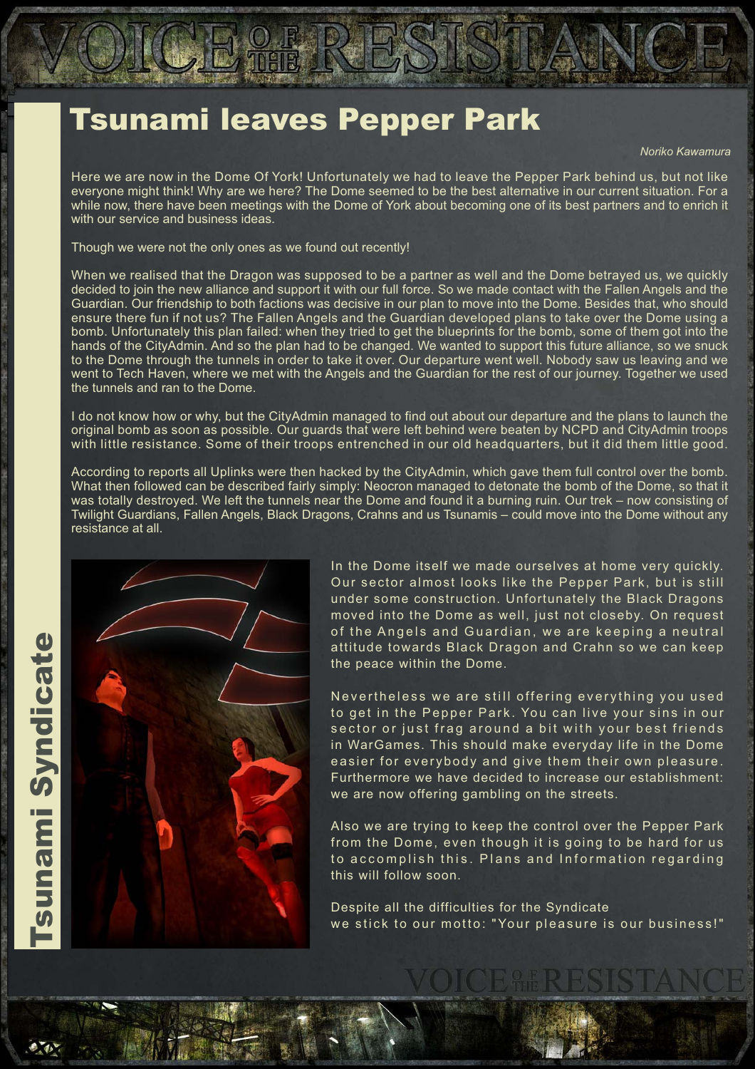# Tsunami leaves Pepper Park

*Noriko Kawamura*

Here we are now in the Dome Of York! Unfortunately we had to leave the Pepper Park behind us, but not like everyone might think! Why are we here? The Dome seemed to be the best alternative in our current situation. For a while now, there have been meetings with the Dome of York about becoming one of its best partners and to enrich it with our service and business ideas.

Though we were not the only ones as we found out recently!

When we realised that the Dragon was supposed to be a partner as well and the Dome betrayed us, we quickly decided to join the new alliance and support it with our full force. So we made contact with the Fallen Angels and the Guardian. Our friendship to both factions was decisive in our plan to move into the Dome. Besides that, who should ensure there fun if not us? The Fallen Angels and the Guardian developed plans to take over the Dome using a bomb. Unfortunately this plan failed: when they tried to get the blueprints for the bomb, some of them got into the hands of the CityAdmin. And so the plan had to be changed. We wanted to support this future alliance, so we snuck to the Dome through the tunnels in order to take it over. Our departure went well. Nobody saw us leaving and we went to Tech Haven, where we met with the Angels and the Guardian for the rest of our journey. Together we used the tunnels and ran to the Dome.

I do not know how or why, but the CityAdmin managed to find out about our departure and the plans to launch the original bomb as soon as possible. Our guards that were left behind were beaten by NCPD and CityAdmin troops with little resistance. Some of their troops entrenched in our old headquarters, but it did them little good.

According to reports all Uplinks were then hacked by the CityAdmin, which gave them full control over the bomb. What then followed can be described fairly simply: Neocron managed to detonate the bomb of the Dome, so that it was totally destroyed. We left the tunnels near the Dome and found it a burning ruin. Our trek – now consisting of Twilight Guardians, Fallen Angels, Black Dragons, Crahns and us Tsunamis – could move into the Dome without any resistance at all.

In the Dome itself we made ourselves at home very quickly. Our sector almost looks like the Pepper Park, but is still under some construction. Unfortunately the Black Dragons moved into the Dome as well, just not closeby. On request of the Angels and Guardian, we are keeping a neutral attitude towards Black Dragon and Crahn so we can keep the peace within the Dome.

Nevertheless we are still offering everything you used to get in the Pepper Park. You can live your sins in our sector or just frag around a bit with your best friends in WarGames. This should make everyday life in the Dome easier for everybody and give them their own pleasure. Furthermore we have decided to increase our establishment: we are now offering gambling on the streets.

Also we are trying to keep the control over the Pepper Park from the Dome, even though it is going to be hard for us to accomplish this. Plans and Information regarding this will follow soon.

Despite all the difficulties for the Syndicate we stick to our motto: "Your pleasure is our business!"

**Tsunami Syndicate**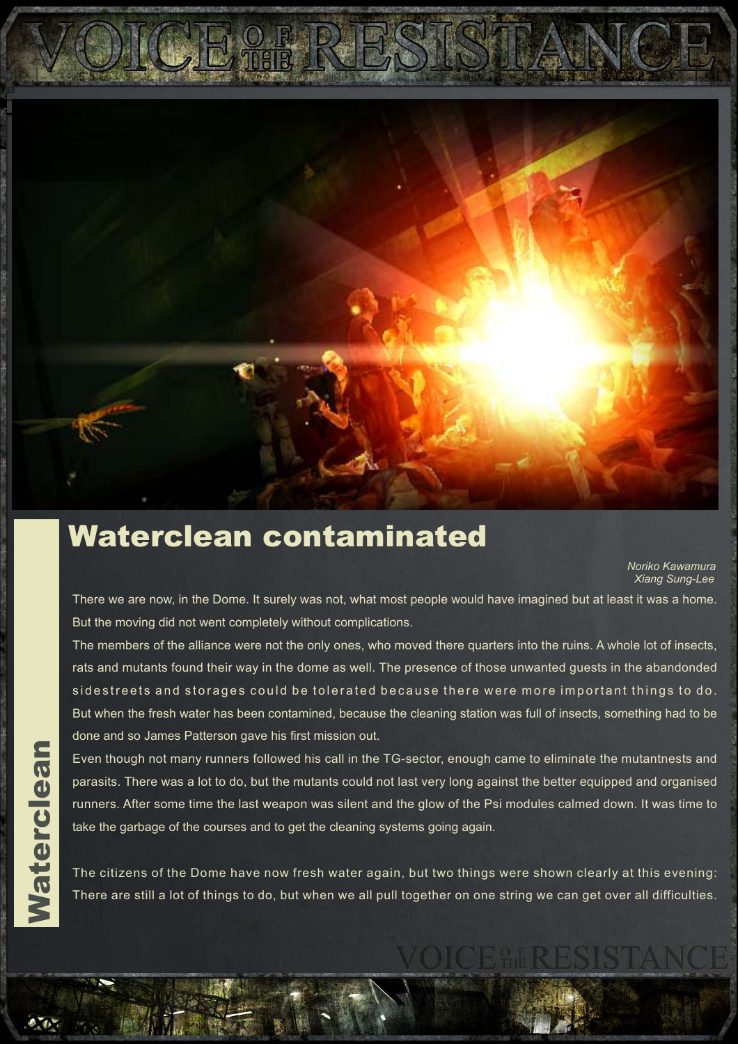# Waterclean contaminated

*Noriko Kawamura*
*Xiang Sung-Lee*

There we are now, in the Dome. It surely was not, what most people would have imagined but at least it was a home. But the moving did not went completely without complications.

The members of the alliance were not the only ones, who moved there quarters into the ruins. A whole lot of insects, rats and mutants found their way in the dome as well. The presence of those unwanted guests in the abandonded sidestreets and storages could be tolerated because there were more important things to do. But when the fresh water has been contamined, because the cleaning station was full of insects, something had to be done and so James Patterson gave his first mission out.

Even though not many runners followed his call in the TG-sector, enough came to eliminate the mutantnests and parasits. There was a lot to do, but the mutants could not last very long against the better equipped and organised runners. After some time the last weapon was silent and the glow of the Psi modules calmed down. It was time to take the garbage of the courses and to get the cleaning systems going again.

The citizens of the Dome have now fresh water again, but two things were shown clearly at this evening: There are still a lot of things to do, but when we all pull together on one string we can get over all difficulties.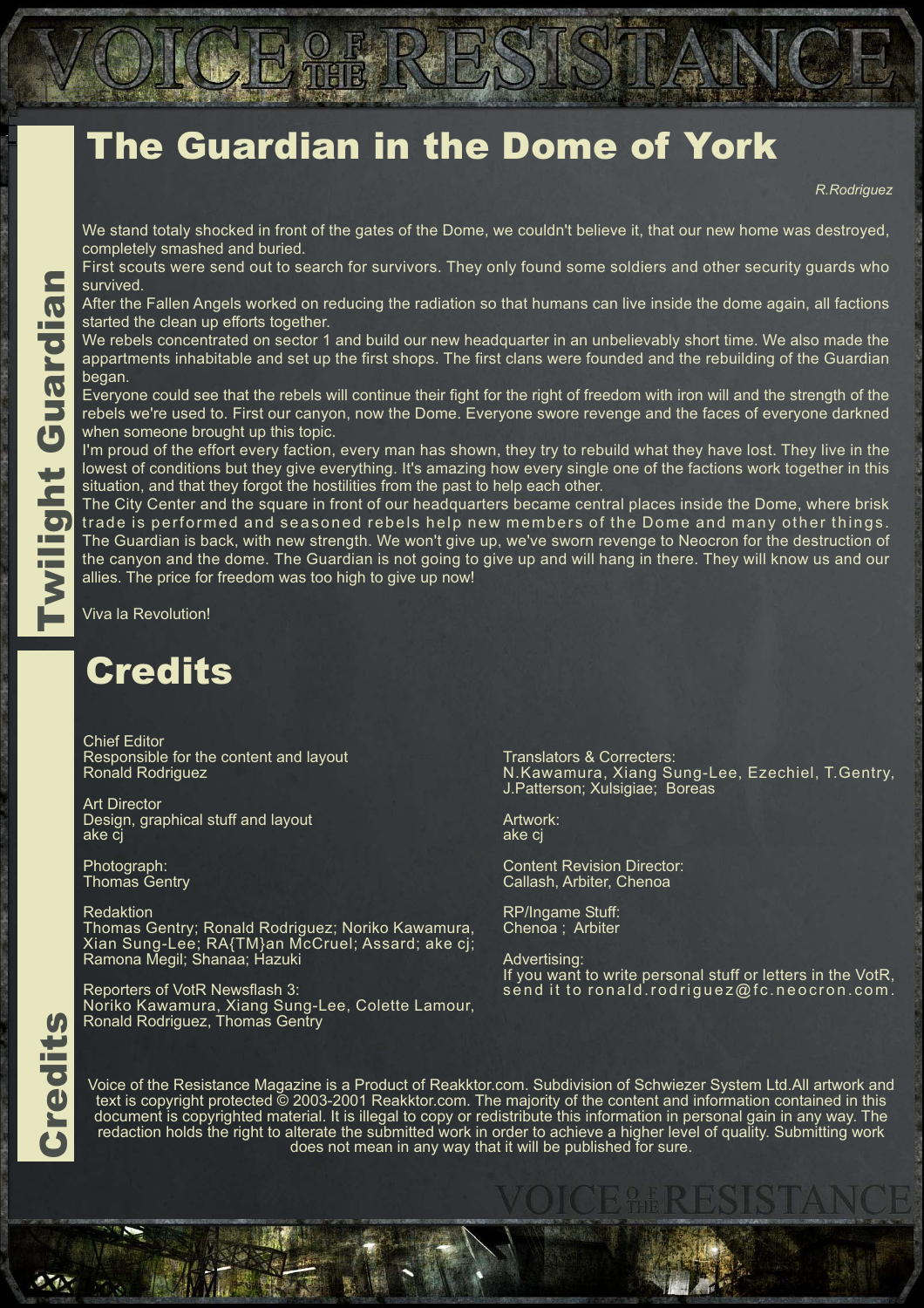# The Guardian in the Dome of York

*R.Rodriguez*

We stand totaly shocked in front of the gates of the Dome, we couldn't believe it, that our new home was destroyed, completely smashed and buried.
First scouts were send out to search for survivors. They only found some soldiers and other security guards who survived.
After the Fallen Angels worked on reducing the radiation so that humans can live inside the dome again, all factions started the clean up efforts together.
We rebels concentrated on sector 1 and build our new headquarter in an unbelievably short time. We also made the appartments inhabitable and set up the first shops. The first clans were founded and the rebuilding of the Guardian began.
Everyone could see that the rebels will continue their fight for the right of freedom with iron will and the strength of the rebels we're used to. First our canyon, now the Dome. Everyone swore revenge and the faces of everyone darkned when someone brought up this topic.
I'm proud of the effort every faction, every man has shown, they try to rebuild what they have lost. They live in the lowest of conditions but they give everything. It's amazing how every single one of the factions work together in this situation, and that they forgot the hostilities from the past to help each other.
The City Center and the square in front of our headquarters became central places inside the Dome, where brisk trade is performed and seasoned rebels help new members of the Dome and many other things. The Guardian is back, with new strength. We won't give up, we've sworn revenge to Neocron for the destruction of the canyon and the dome. The Guardian is not going to give up and will hang in there. They will know us and our allies. The price for freedom was too high to give up now!

Viva la Revolution!

# Credits

Chief Editor
Responsible for the content and layout
Ronald Rodriguez

Art Director
Design, graphical stuff and layout
ake cj

Photograph:
Thomas Gentry

Redaktion
Thomas Gentry; Ronald Rodriguez; Noriko Kawamura, Xian Sung-Lee; RA{TM}an McCruel; Assard; ake cj; Ramona Megil; Shanaa; Hazuki

Reporters of VotR Newsflash 3:
Noriko Kawamura, Xiang Sung-Lee, Colette Lamour, Ronald Rodriguez, Thomas Gentry

Translators & Correcters:
N.Kawamura, Xiang Sung-Lee, Ezechiel, T.Gentry, J.Patterson; Xulsigiae; Boreas

Artwork:
ake cj

Content Revision Director:
Callash, Arbiter, Chenoa

RP/Ingame Stuff:
Chenoa ; Arbiter

Advertising:
If you want to write personal stuff or letters in the VotR, send it to ronald.rodriguez@fc.neocron.com.

Voice of the Resistance Magazine is a Product of Reakktor.com. Subdivision of Schwiezer System Ltd.All artwork and text is copyright protected © 2003-2001 Reakktor.com. The majority of the content and information contained in this document is copyrighted material. It is illegal to copy or redistribute this information in personal gain in any way. The redaction holds the right to alterate the submitted work in order to achieve a higher level of quality. Submitting work does not mean in any way that it will be published for sure.